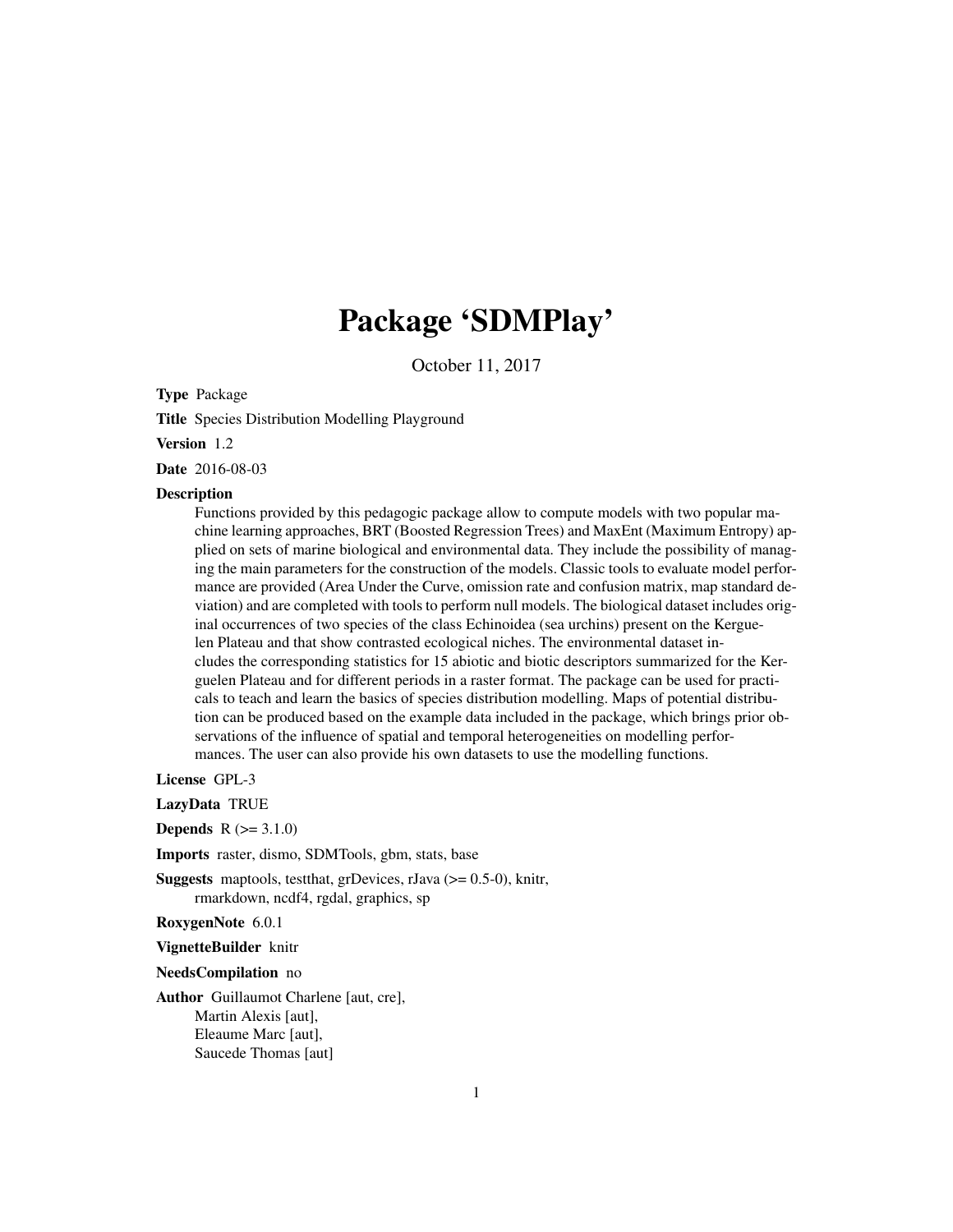# Package 'SDMPlay'

October 11, 2017

**Type** Package

**Title** Species Distribution Modelling Playground

**Version** 1.2

**Date** 2016-08-03

**Description**
Functions provided by this pedagogic package allow to compute models with two popular machine learning approaches, BRT (Boosted Regression Trees) and MaxEnt (Maximum Entropy) applied on sets of marine biological and environmental data. They include the possibility of managing the main parameters for the construction of the models. Classic tools to evaluate model performance are provided (Area Under the Curve, omission rate and confusion matrix, map standard deviation) and are completed with tools to perform null models. The biological dataset includes original occurrences of two species of the class Echinoidea (sea urchins) present on the Kerguelen Plateau and that show contrasted ecological niches. The environmental dataset includes the corresponding statistics for 15 abiotic and biotic descriptors summarized for the Kerguelen Plateau and for different periods in a raster format. The package can be used for practicals to teach and learn the basics of species distribution modelling. Maps of potential distribution can be produced based on the example data included in the package, which brings prior observations of the influence of spatial and temporal heterogeneities on modelling performances. The user can also provide his own datasets to use the modelling functions.

**License** GPL-3

**LazyData** TRUE

**Depends** R (>= 3.1.0)

**Imports** raster, dismo, SDMTools, gbm, stats, base

**Suggests** maptools, testthat, grDevices, rJava (>= 0.5-0), knitr, rmarkdown, ncdf4, rgdal, graphics, sp

**RoxygenNote** 6.0.1

**VignetteBuilder** knitr

**NeedsCompilation** no

**Author** Guillaumot Charlene [aut, cre],
Martin Alexis [aut],
Eleaume Marc [aut],
Saucede Thomas [aut]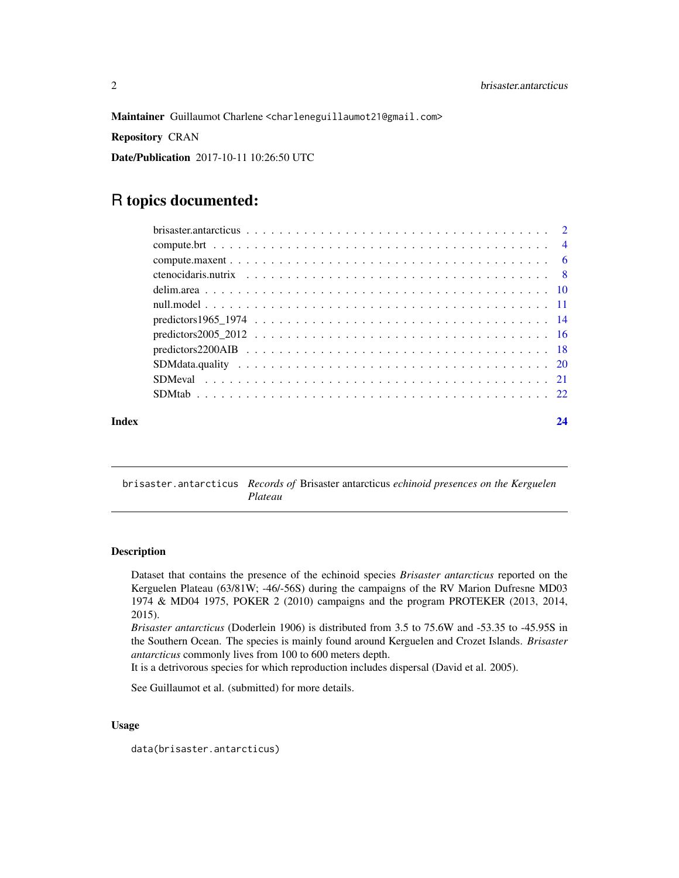**Maintainer** Guillaumot Charlene <charleneguillaumot21@gmail.com>

**Repository** CRAN

**Date/Publication** 2017-10-11 10:26:50 UTC

# R topics documented:

| | |
|---|---|
| brisaster.antarcticus | 2 |
| compute.brt | 4 |
| compute.maxent | 6 |
| ctenocidaris.nutrix | 8 |
| delim.area | 10 |
| null.model | 11 |
| predictors1965_1974 | 14 |
| predictors2005_2012 | 16 |
| predictors2200AIB | 18 |
| SDMdata.quality | 20 |
| SDMeval | 21 |
| SDMtab | 22 |
| **Index** | **24** |

---

`brisaster.antarcticus` *Records of* Brisaster antarcticus *echinoid presences on the Kerguelen Plateau*

---

## Description

Dataset that contains the presence of the echinoid species *Brisaster antarcticus* reported on the Kerguelen Plateau (63/81W; -46/-56S) during the campaigns of the RV Marion Dufresne MD03 1974 & MD04 1975, POKER 2 (2010) campaigns and the program PROTEKER (2013, 2014, 2015).

*Brisaster antarcticus* (Doderlein 1906) is distributed from 3.5 to 75.6W and -53.35 to -45.95S in the Southern Ocean. The species is mainly found around Kerguelen and Crozet Islands. *Brisaster antarcticus* commonly lives from 100 to 600 meters depth.

It is a detrivorous species for which reproduction includes dispersal (David et al. 2005).

See Guillaumot et al. (submitted) for more details.

## Usage

```
data(brisaster.antarcticus)
```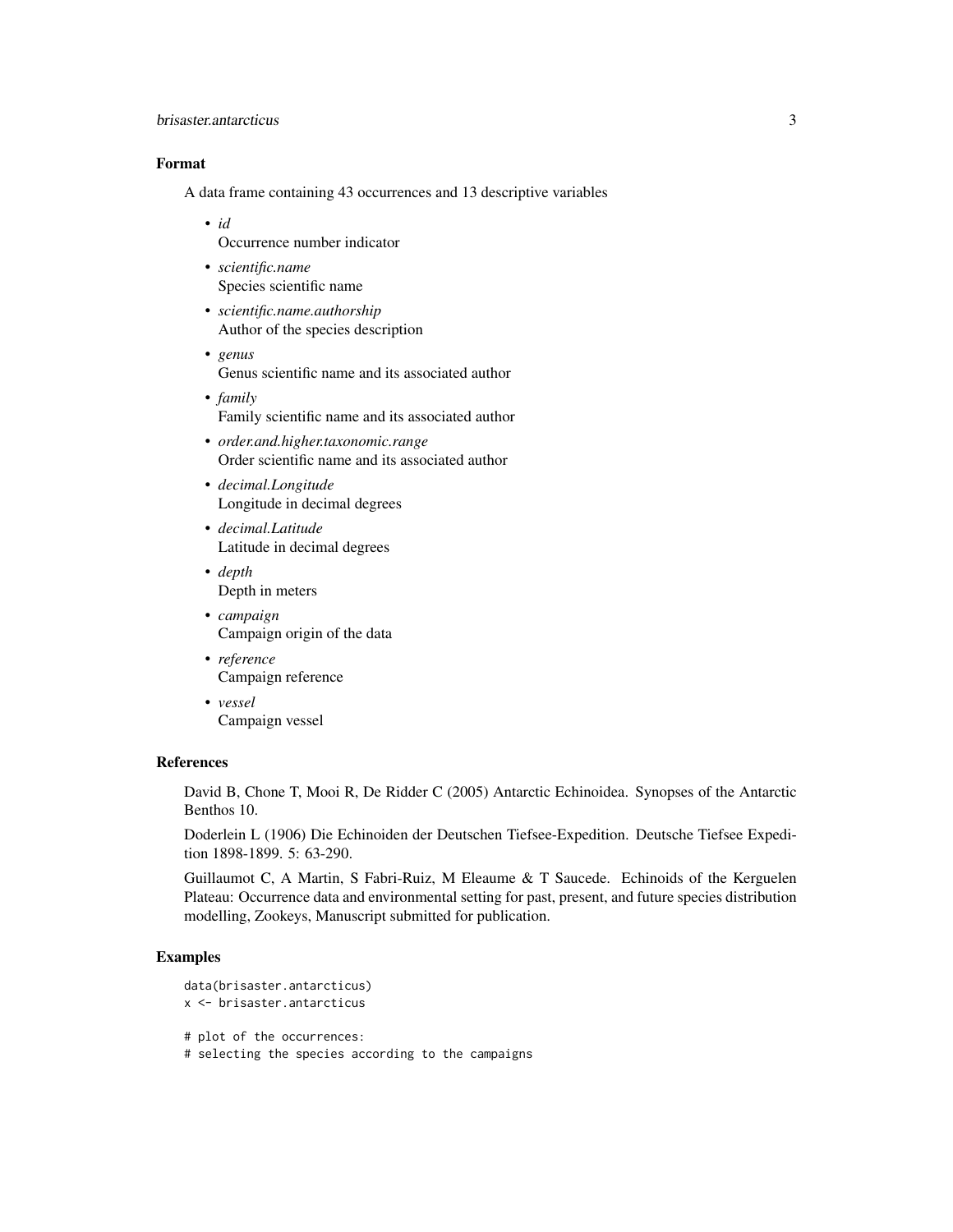### Format

A data frame containing 43 occurrences and 13 descriptive variables

- *id*
  Occurrence number indicator
- *scientific.name*
  Species scientific name
- *scientific.name.authorship*
  Author of the species description
- *genus*
  Genus scientific name and its associated author
- *family*
  Family scientific name and its associated author
- *order.and.higher.taxonomic.range*
  Order scientific name and its associated author
- *decimal.Longitude*
  Longitude in decimal degrees
- *decimal.Latitude*
  Latitude in decimal degrees
- *depth*
  Depth in meters
- *campaign*
  Campaign origin of the data
- *reference*
  Campaign reference
- *vessel*
  Campaign vessel

### References

David B, Chone T, Mooi R, De Ridder C (2005) Antarctic Echinoidea. Synopses of the Antarctic Benthos 10.

Doderlein L (1906) Die Echinoiden der Deutschen Tiefsee-Expedition. Deutsche Tiefsee Expedition 1898-1899. 5: 63-290.

Guillaumot C, A Martin, S Fabri-Ruiz, M Eleaume & T Saucede. Echinoids of the Kerguelen Plateau: Occurrence data and environmental setting for past, present, and future species distribution modelling, Zookeys, Manuscript submitted for publication.

### Examples

```
data(brisaster.antarcticus)
x <- brisaster.antarcticus

# plot of the occurrences:
# selecting the species according to the campaigns
```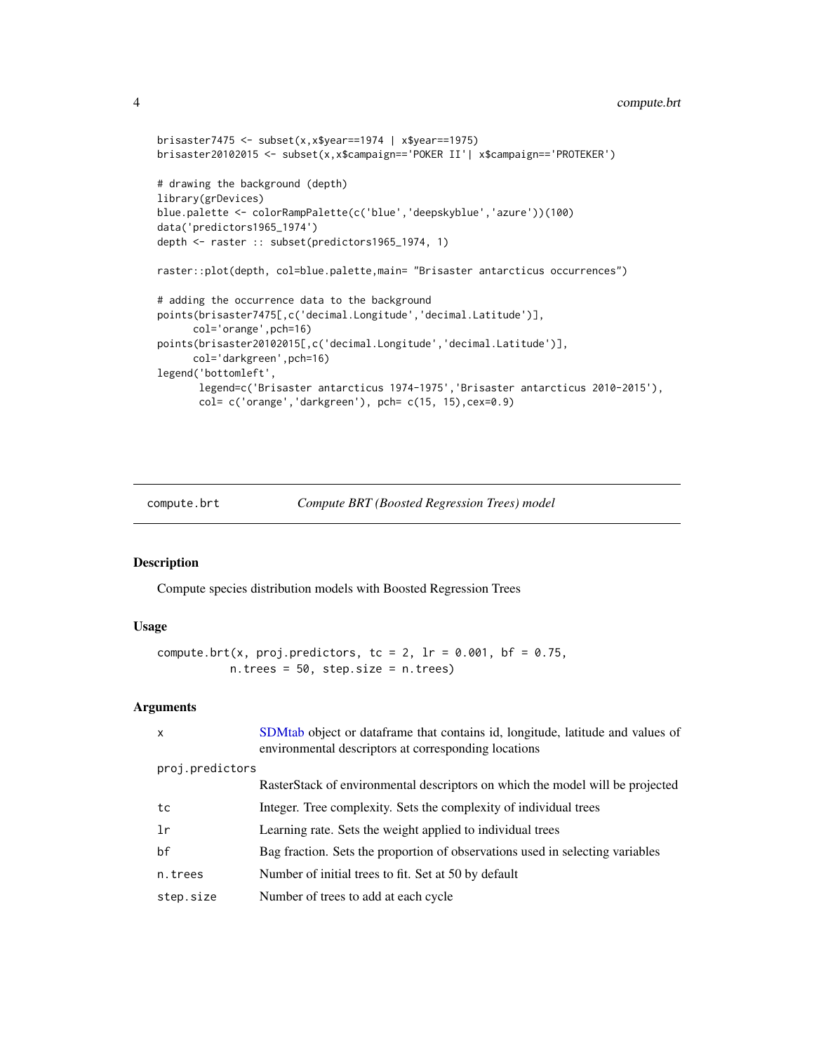```
brisaster7475 <- subset(x,x$year==1974 | x$year==1975)
brisaster20102015 <- subset(x,x$campaign=='POKER II'| x$campaign=='PROTEKER')

# drawing the background (depth)
library(grDevices)
blue.palette <- colorRampPalette(c('blue','deepskyblue','azure'))(100)
data('predictors1965_1974')
depth <- raster :: subset(predictors1965_1974, 1)

raster::plot(depth, col=blue.palette,main= "Brisaster antarcticus occurrences")

# adding the occurrence data to the background
points(brisaster7475[,c('decimal.Longitude','decimal.Latitude')],
      col='orange',pch=16)
points(brisaster20102015[,c('decimal.Longitude','decimal.Latitude')],
      col='darkgreen',pch=16)
legend('bottomleft',
       legend=c('Brisaster antarcticus 1974-1975','Brisaster antarcticus 2010-2015'),
       col= c('orange','darkgreen'), pch= c(15, 15),cex=0.9)
```

## compute.brt — *Compute BRT (Boosted Regression Trees) model*

### Description

Compute species distribution models with Boosted Regression Trees

### Usage

```
compute.brt(x, proj.predictors, tc = 2, lr = 0.001, bf = 0.75,
            n.trees = 50, step.size = n.trees)
```

### Arguments

| | |
|---|---|
| x | SDMtab object or dataframe that contains id, longitude, latitude and values of environmental descriptors at corresponding locations |
| proj.predictors | RasterStack of environmental descriptors on which the model will be projected |
| tc | Integer. Tree complexity. Sets the complexity of individual trees |
| lr | Learning rate. Sets the weight applied to individual trees |
| bf | Bag fraction. Sets the proportion of observations used in selecting variables |
| n.trees | Number of initial trees to fit. Set at 50 by default |
| step.size | Number of trees to add at each cycle |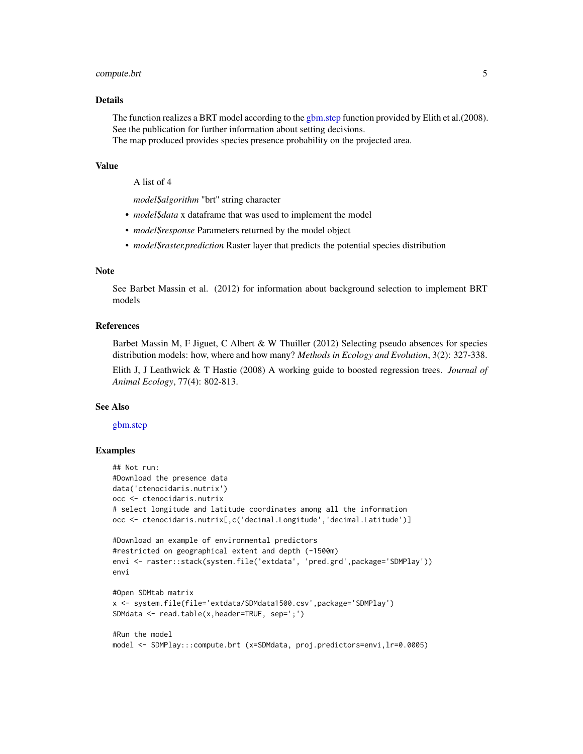## Details

The function realizes a BRT model according to the gbm.step function provided by Elith et al.(2008). See the publication for further information about setting decisions.
The map produced provides species presence probability on the projected area.

## Value

A list of 4

*model$algorithm* "brt" string character

- *model$data* x dataframe that was used to implement the model
- *model$response* Parameters returned by the model object
- *model$raster.prediction* Raster layer that predicts the potential species distribution

## Note

See Barbet Massin et al. (2012) for information about background selection to implement BRT models

## References

Barbet Massin M, F Jiguet, C Albert & W Thuiller (2012) Selecting pseudo absences for species distribution models: how, where and how many? *Methods in Ecology and Evolution*, 3(2): 327-338.

Elith J, J Leathwick & T Hastie (2008) A working guide to boosted regression trees. *Journal of Animal Ecology*, 77(4): 802-813.

## See Also

gbm.step

## Examples

```
## Not run:
#Download the presence data
data('ctenocidaris.nutrix')
occ <- ctenocidaris.nutrix
# select longitude and latitude coordinates among all the information
occ <- ctenocidaris.nutrix[,c('decimal.Longitude','decimal.Latitude')]

#Download an example of environmental predictors
#restricted on geographical extent and depth (-1500m)
envi <- raster::stack(system.file('extdata', 'pred.grd',package='SDMPlay'))
envi

#Open SDMtab matrix
x <- system.file(file='extdata/SDMdata1500.csv',package='SDMPlay')
SDMdata <- read.table(x,header=TRUE, sep=';')

#Run the model
model <- SDMPlay:::compute.brt (x=SDMdata, proj.predictors=envi,lr=0.0005)
```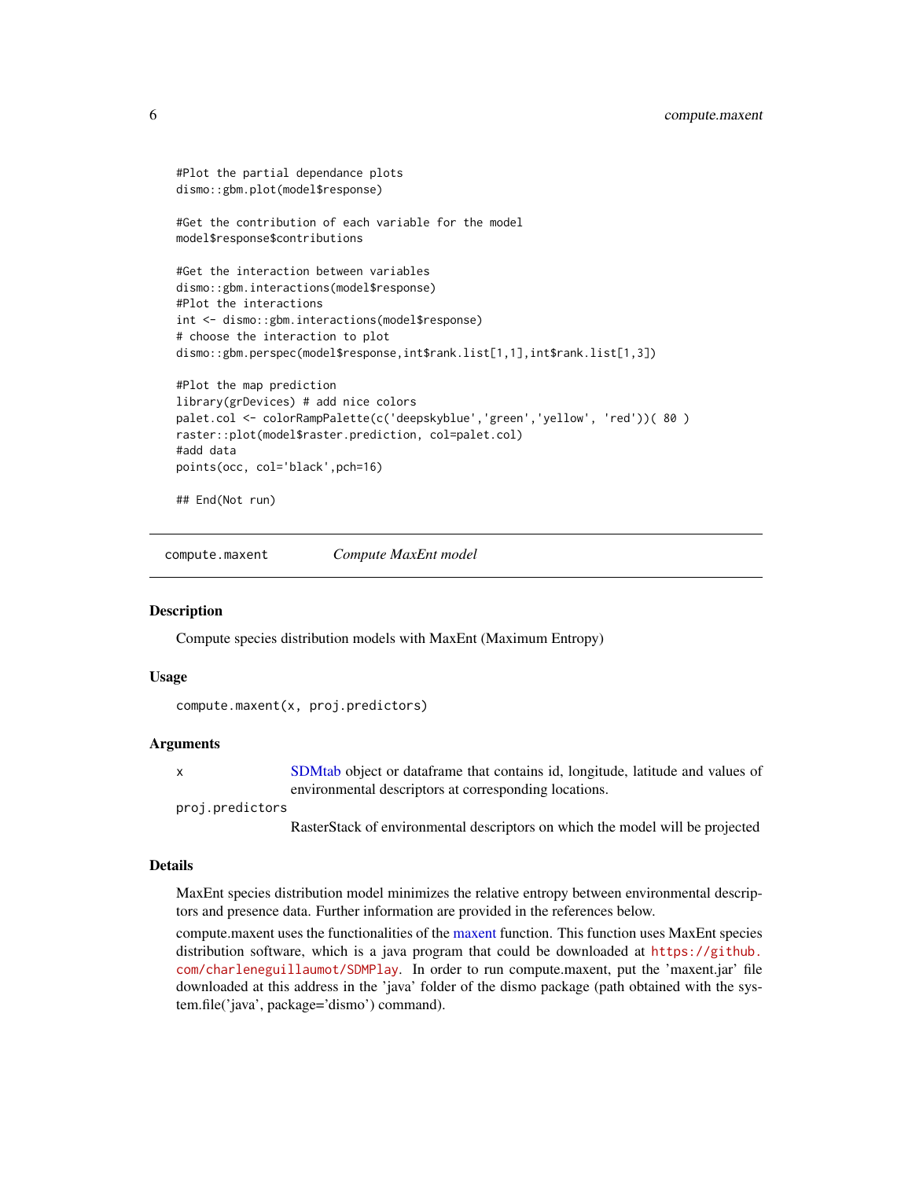```
#Plot the partial dependance plots
dismo::gbm.plot(model$response)

#Get the contribution of each variable for the model
model$response$contributions

#Get the interaction between variables
dismo::gbm.interactions(model$response)
#Plot the interactions
int <- dismo::gbm.interactions(model$response)
# choose the interaction to plot
dismo::gbm.perspec(model$response,int$rank.list[1,1],int$rank.list[1,3])

#Plot the map prediction
library(grDevices) # add nice colors
palet.col <- colorRampPalette(c('deepskyblue','green','yellow', 'red'))( 80 )
raster::plot(model$raster.prediction, col=palet.col)
#add data
points(occ, col='black',pch=16)

## End(Not run)
```

---

## `compute.maxent` *Compute MaxEnt model*

---

### Description

Compute species distribution models with MaxEnt (Maximum Entropy)

### Usage

```
compute.maxent(x, proj.predictors)
```

### Arguments

| | |
|---|---|
| `x` | SDMtab object or dataframe that contains id, longitude, latitude and values of environmental descriptors at corresponding locations. |
| `proj.predictors` | RasterStack of environmental descriptors on which the model will be projected |

### Details

MaxEnt species distribution model minimizes the relative entropy between environmental descriptors and presence data. Further information are provided in the references below.

compute.maxent uses the functionalities of the maxent function. This function uses MaxEnt species distribution software, which is a java program that could be downloaded at https://github.com/charleneguillaumot/SDMPlay. In order to run compute.maxent, put the 'maxent.jar' file downloaded at this address in the 'java' folder of the dismo package (path obtained with the system.file('java', package='dismo') command).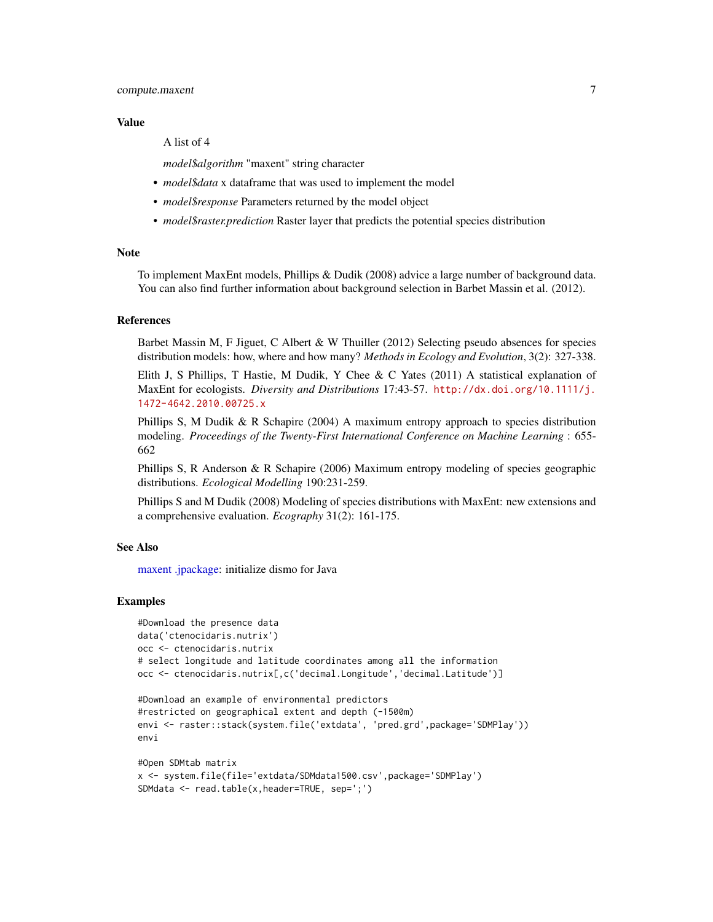## Value

A list of 4

*model$algorithm* "maxent" string character

- *model$data* x dataframe that was used to implement the model
- *model$response* Parameters returned by the model object
- *model$raster.prediction* Raster layer that predicts the potential species distribution

## Note

To implement MaxEnt models, Phillips & Dudik (2008) advice a large number of background data. You can also find further information about background selection in Barbet Massin et al. (2012).

## References

Barbet Massin M, F Jiguet, C Albert & W Thuiller (2012) Selecting pseudo absences for species distribution models: how, where and how many? *Methods in Ecology and Evolution*, 3(2): 327-338.

Elith J, S Phillips, T Hastie, M Dudik, Y Chee & C Yates (2011) A statistical explanation of MaxEnt for ecologists. *Diversity and Distributions* 17:43-57. http://dx.doi.org/10.1111/j.1472-4642.2010.00725.x

Phillips S, M Dudik & R Schapire (2004) A maximum entropy approach to species distribution modeling. *Proceedings of the Twenty-First International Conference on Machine Learning* : 655-662

Phillips S, R Anderson & R Schapire (2006) Maximum entropy modeling of species geographic distributions. *Ecological Modelling* 190:231-259.

Phillips S and M Dudik (2008) Modeling of species distributions with MaxEnt: new extensions and a comprehensive evaluation. *Ecography* 31(2): 161-175.

## See Also

maxent .jpackage: initialize dismo for Java

## Examples

```
#Download the presence data
data('ctenocidaris.nutrix')
occ <- ctenocidaris.nutrix
# select longitude and latitude coordinates among all the information
occ <- ctenocidaris.nutrix[,c('decimal.Longitude','decimal.Latitude')]

#Download an example of environmental predictors
#restricted on geographical extent and depth (-1500m)
envi <- raster::stack(system.file('extdata', 'pred.grd',package='SDMPlay'))
envi

#Open SDMtab matrix
x <- system.file(file='extdata/SDMdata1500.csv',package='SDMPlay')
SDMdata <- read.table(x,header=TRUE, sep=';')
```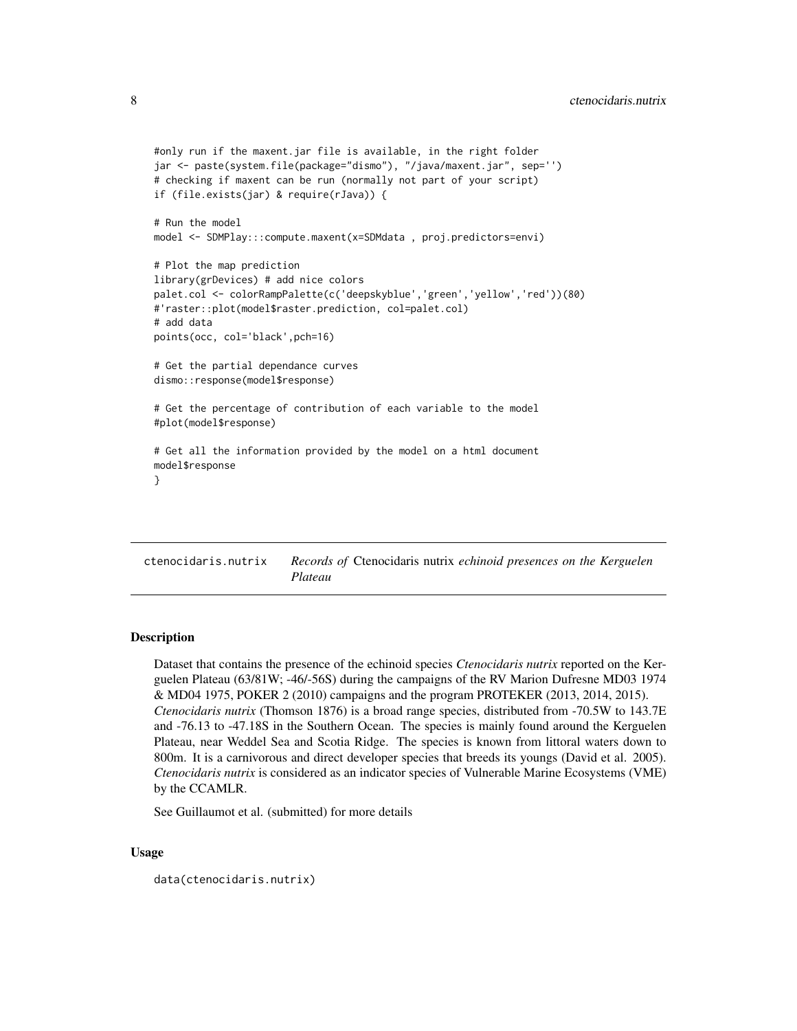```
#only run if the maxent.jar file is available, in the right folder
jar <- paste(system.file(package="dismo"), "/java/maxent.jar", sep='')
# checking if maxent can be run (normally not part of your script)
if (file.exists(jar) & require(rJava)) {

# Run the model
model <- SDMPlay:::compute.maxent(x=SDMdata , proj.predictors=envi)

# Plot the map prediction
library(grDevices) # add nice colors
palet.col <- colorRampPalette(c('deepskyblue','green','yellow','red'))(80)
#'raster::plot(model$raster.prediction, col=palet.col)
# add data
points(occ, col='black',pch=16)

# Get the partial dependance curves
dismo::response(model$response)

# Get the percentage of contribution of each variable to the model
#plot(model$response)

# Get all the information provided by the model on a html document
model$response
}
```

## ctenocidaris.nutrix — *Records of* Ctenocidaris nutrix *echinoid presences on the Kerguelen Plateau*

### Description

Dataset that contains the presence of the echinoid species *Ctenocidaris nutrix* reported on the Kerguelen Plateau (63/81W; -46/-56S) during the campaigns of the RV Marion Dufresne MD03 1974 & MD04 1975, POKER 2 (2010) campaigns and the program PROTEKER (2013, 2014, 2015). *Ctenocidaris nutrix* (Thomson 1876) is a broad range species, distributed from -70.5W to 143.7E and -76.13 to -47.18S in the Southern Ocean. The species is mainly found around the Kerguelen Plateau, near Weddel Sea and Scotia Ridge. The species is known from littoral waters down to 800m. It is a carnivorous and direct developer species that breeds its youngs (David et al. 2005). *Ctenocidaris nutrix* is considered as an indicator species of Vulnerable Marine Ecosystems (VME) by the CCAMLR.

See Guillaumot et al. (submitted) for more details

### Usage

```
data(ctenocidaris.nutrix)
```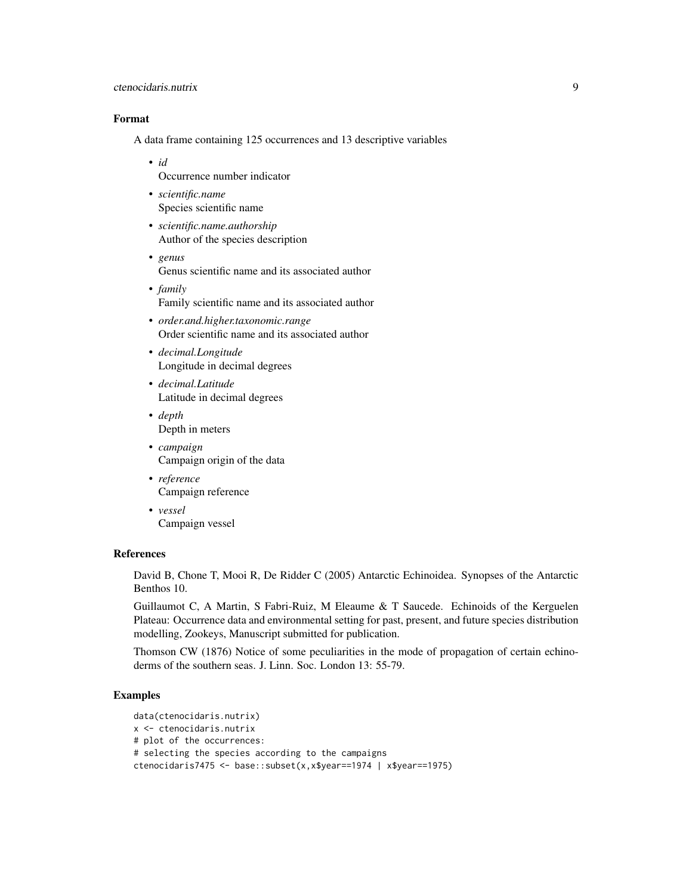## Format

A data frame containing 125 occurrences and 13 descriptive variables

- *id*  
  Occurrence number indicator
- *scientific.name*  
  Species scientific name
- *scientific.name.authorship*  
  Author of the species description
- *genus*  
  Genus scientific name and its associated author
- *family*  
  Family scientific name and its associated author
- *order.and.higher.taxonomic.range*  
  Order scientific name and its associated author
- *decimal.Longitude*  
  Longitude in decimal degrees
- *decimal.Latitude*  
  Latitude in decimal degrees
- *depth*  
  Depth in meters
- *campaign*  
  Campaign origin of the data
- *reference*  
  Campaign reference
- *vessel*  
  Campaign vessel

## References

David B, Chone T, Mooi R, De Ridder C (2005) Antarctic Echinoidea. Synopses of the Antarctic Benthos 10.

Guillaumot C, A Martin, S Fabri-Ruiz, M Eleaume & T Saucede. Echinoids of the Kerguelen Plateau: Occurrence data and environmental setting for past, present, and future species distribution modelling, Zookeys, Manuscript submitted for publication.

Thomson CW (1876) Notice of some peculiarities in the mode of propagation of certain echinoderms of the southern seas. J. Linn. Soc. London 13: 55-79.

## Examples

```
data(ctenocidaris.nutrix)
x <- ctenocidaris.nutrix
# plot of the occurrences:
# selecting the species according to the campaigns
ctenocidaris7475 <- base::subset(x,x$year==1974 | x$year==1975)
```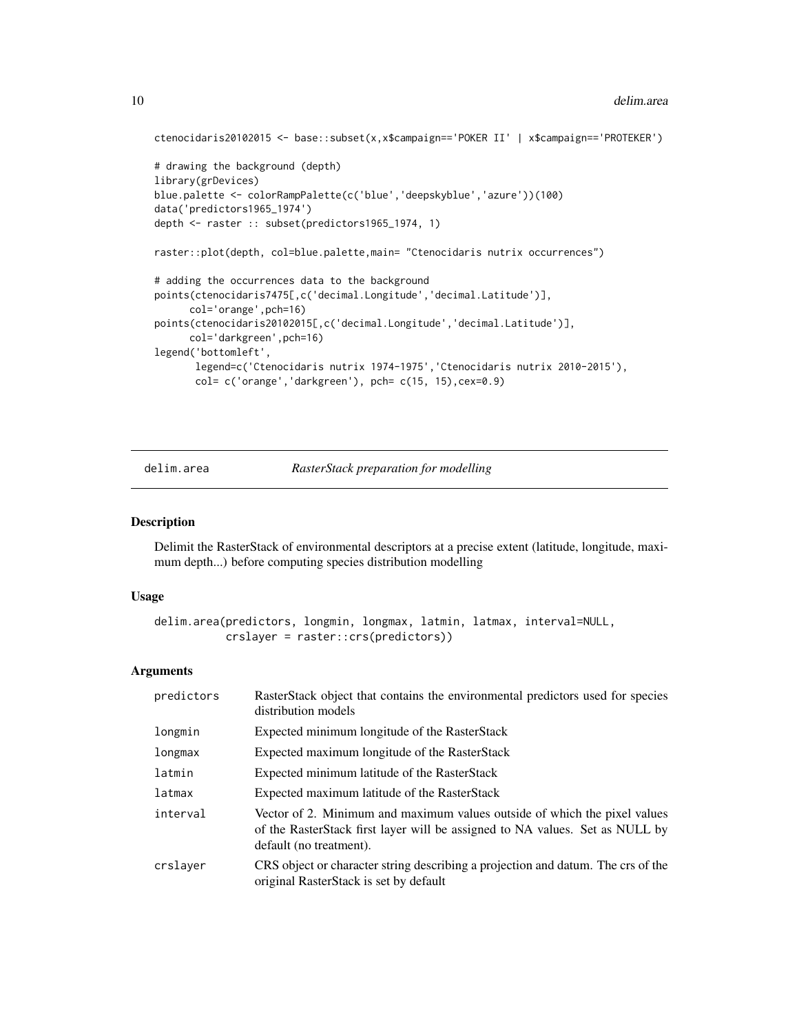```
ctenocidaris20102015 <- base::subset(x,x$campaign=='POKER II' | x$campaign=='PROTEKER')

# drawing the background (depth)
library(grDevices)
blue.palette <- colorRampPalette(c('blue','deepskyblue','azure'))(100)
data('predictors1965_1974')
depth <- raster :: subset(predictors1965_1974, 1)

raster::plot(depth, col=blue.palette,main= "Ctenocidaris nutrix occurrences")

# adding the occurrences data to the background
points(ctenocidaris7475[,c('decimal.Longitude','decimal.Latitude')],
      col='orange',pch=16)
points(ctenocidaris20102015[,c('decimal.Longitude','decimal.Latitude')],
      col='darkgreen',pch=16)
legend('bottomleft',
       legend=c('Ctenocidaris nutrix 1974-1975','Ctenocidaris nutrix 2010-2015'),
       col= c('orange','darkgreen'), pch= c(15, 15),cex=0.9)
```

## delim.area — *RasterStack preparation for modelling*

### Description

Delimit the RasterStack of environmental descriptors at a precise extent (latitude, longitude, maximum depth...) before computing species distribution modelling

### Usage

```
delim.area(predictors, longmin, longmax, latmin, latmax, interval=NULL,
           crslayer = raster::crs(predictors))
```

### Arguments

| | |
|---|---|
| predictors | RasterStack object that contains the environmental predictors used for species distribution models |
| longmin | Expected minimum longitude of the RasterStack |
| longmax | Expected maximum longitude of the RasterStack |
| latmin | Expected minimum latitude of the RasterStack |
| latmax | Expected maximum latitude of the RasterStack |
| interval | Vector of 2. Minimum and maximum values outside of which the pixel values of the RasterStack first layer will be assigned to NA values. Set as NULL by default (no treatment). |
| crslayer | CRS object or character string describing a projection and datum. The crs of the original RasterStack is set by default |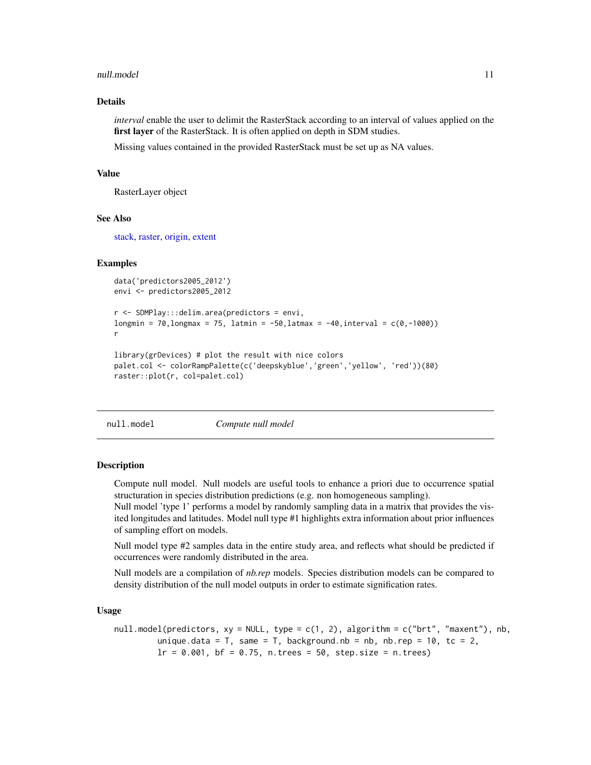### Details

*interval* enable the user to delimit the RasterStack according to an interval of values applied on the **first layer** of the RasterStack. It is often applied on depth in SDM studies.

Missing values contained in the provided RasterStack must be set up as NA values.

### Value

RasterLayer object

### See Also

stack, raster, origin, extent

### Examples

```
data('predictors2005_2012')
envi <- predictors2005_2012

r <- SDMPlay:::delim.area(predictors = envi,
longmin = 70,longmax = 75, latmin = -50,latmax = -40,interval = c(0,-1000))
r

library(grDevices) # plot the result with nice colors
palet.col <- colorRampPalette(c('deepskyblue','green','yellow', 'red'))(80)
raster::plot(r, col=palet.col)
```

---

## null.model *Compute null model*

### Description

Compute null model. Null models are useful tools to enhance a priori due to occurrence spatial structuration in species distribution predictions (e.g. non homogeneous sampling).
Null model 'type 1' performs a model by randomly sampling data in a matrix that provides the visited longitudes and latitudes. Model null type #1 highlights extra information about prior influences of sampling effort on models.

Null model type #2 samples data in the entire study area, and reflects what should be predicted if occurrences were randomly distributed in the area.

Null models are a compilation of *nb.rep* models. Species distribution models can be compared to density distribution of the null model outputs in order to estimate signification rates.

### Usage

```
null.model(predictors, xy = NULL, type = c(1, 2), algorithm = c("brt", "maxent"), nb,
        unique.data = T, same = T, background.nb = nb, nb.rep = 10, tc = 2,
        lr = 0.001, bf = 0.75, n.trees = 50, step.size = n.trees)
```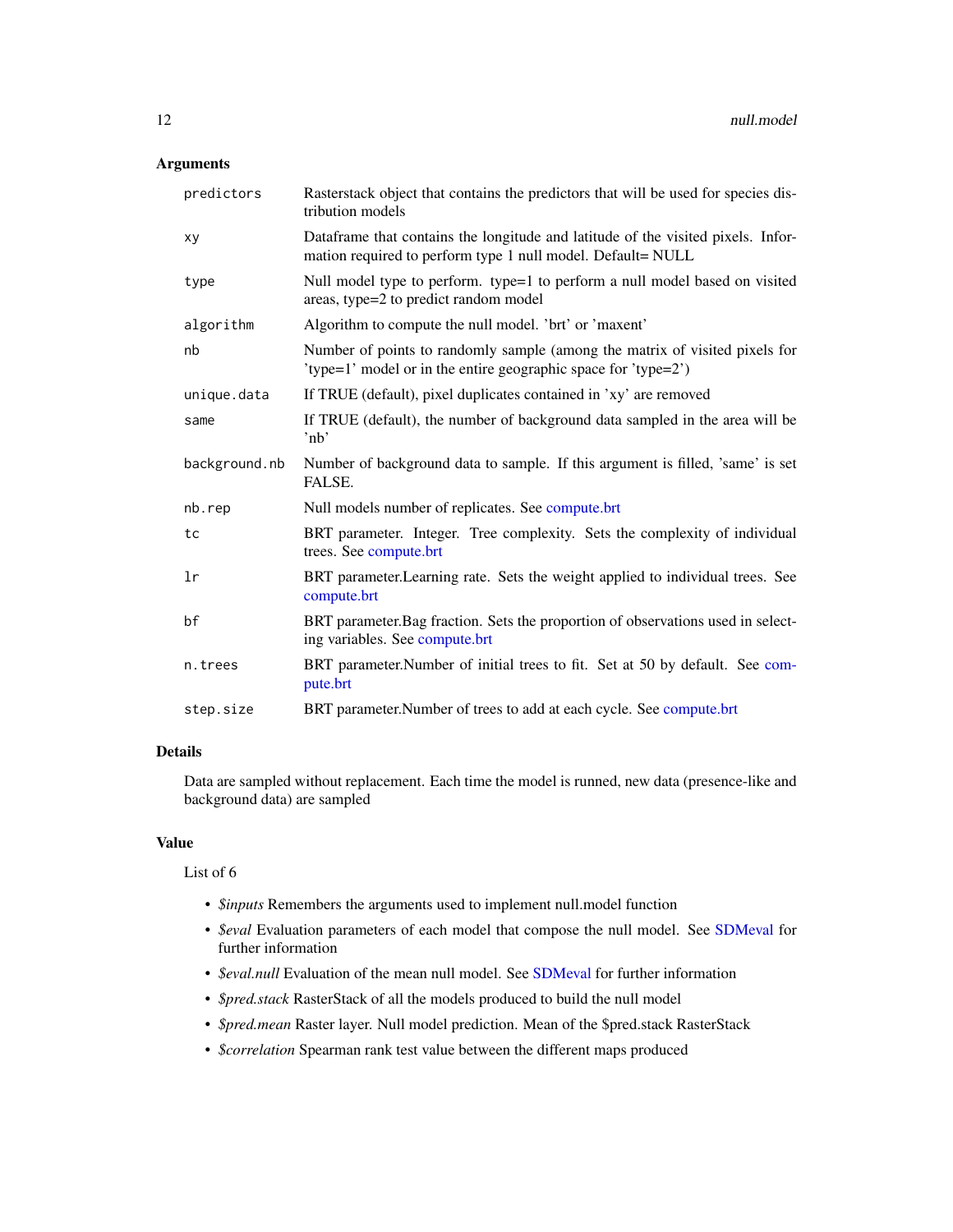### Arguments

| | |
|---|---|
| `predictors` | Rasterstack object that contains the predictors that will be used for species distribution models |
| `xy` | Dataframe that contains the longitude and latitude of the visited pixels. Information required to perform type 1 null model. Default= NULL |
| `type` | Null model type to perform. type=1 to perform a null model based on visited areas, type=2 to predict random model |
| `algorithm` | Algorithm to compute the null model. 'brt' or 'maxent' |
| `nb` | Number of points to randomly sample (among the matrix of visited pixels for 'type=1' model or in the entire geographic space for 'type=2') |
| `unique.data` | If TRUE (default), pixel duplicates contained in 'xy' are removed |
| `same` | If TRUE (default), the number of background data sampled in the area will be 'nb' |
| `background.nb` | Number of background data to sample. If this argument is filled, 'same' is set FALSE. |
| `nb.rep` | Null models number of replicates. See compute.brt |
| `tc` | BRT parameter. Integer. Tree complexity. Sets the complexity of individual trees. See compute.brt |
| `lr` | BRT parameter.Learning rate. Sets the weight applied to individual trees. See compute.brt |
| `bf` | BRT parameter.Bag fraction. Sets the proportion of observations used in selecting variables. See compute.brt |
| `n.trees` | BRT parameter.Number of initial trees to fit. Set at 50 by default. See compute.brt |
| `step.size` | BRT parameter.Number of trees to add at each cycle. See compute.brt |

### Details

Data are sampled without replacement. Each time the model is runned, new data (presence-like and background data) are sampled

### Value

List of 6

- *$inputs* Remembers the arguments used to implement null.model function
- *$eval* Evaluation parameters of each model that compose the null model. See SDMeval for further information
- *$eval.null* Evaluation of the mean null model. See SDMeval for further information
- *$pred.stack* RasterStack of all the models produced to build the null model
- *$pred.mean* Raster layer. Null model prediction. Mean of the $pred.stack RasterStack
- *$correlation* Spearman rank test value between the different maps produced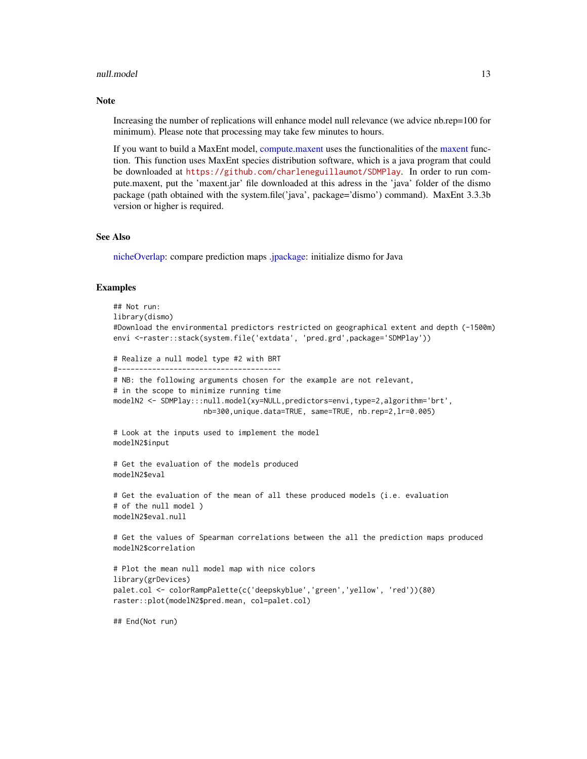## Note

Increasing the number of replications will enhance model null relevance (we advice nb.rep=100 for minimum). Please note that processing may take few minutes to hours.

If you want to build a MaxEnt model, compute.maxent uses the functionalities of the maxent function. This function uses MaxEnt species distribution software, which is a java program that could be downloaded at https://github.com/charleneguillaumot/SDMPlay. In order to run compute.maxent, put the 'maxent.jar' file downloaded at this adress in the 'java' folder of the dismo package (path obtained with the system.file('java', package='dismo') command). MaxEnt 3.3.3b version or higher is required.

## See Also

nicheOverlap: compare prediction maps .jpackage: initialize dismo for Java

## Examples

```
## Not run:
library(dismo)
#Download the environmental predictors restricted on geographical extent and depth (-1500m)
envi <-raster::stack(system.file('extdata', 'pred.grd',package='SDMPlay'))

# Realize a null model type #2 with BRT
#--------------------------------------
# NB: the following arguments chosen for the example are not relevant,
# in the scope to minimize running time
modelN2 <- SDMPlay:::null.model(xy=NULL,predictors=envi,type=2,algorithm='brt',
                   nb=300,unique.data=TRUE, same=TRUE, nb.rep=2,lr=0.005)

# Look at the inputs used to implement the model
modelN2$input

# Get the evaluation of the models produced
modelN2$eval

# Get the evaluation of the mean of all these produced models (i.e. evaluation
# of the null model )
modelN2$eval.null

# Get the values of Spearman correlations between the all the prediction maps produced
modelN2$correlation

# Plot the mean null model map with nice colors
library(grDevices)
palet.col <- colorRampPalette(c('deepskyblue','green','yellow', 'red'))(80)
raster::plot(modelN2$pred.mean, col=palet.col)

## End(Not run)
```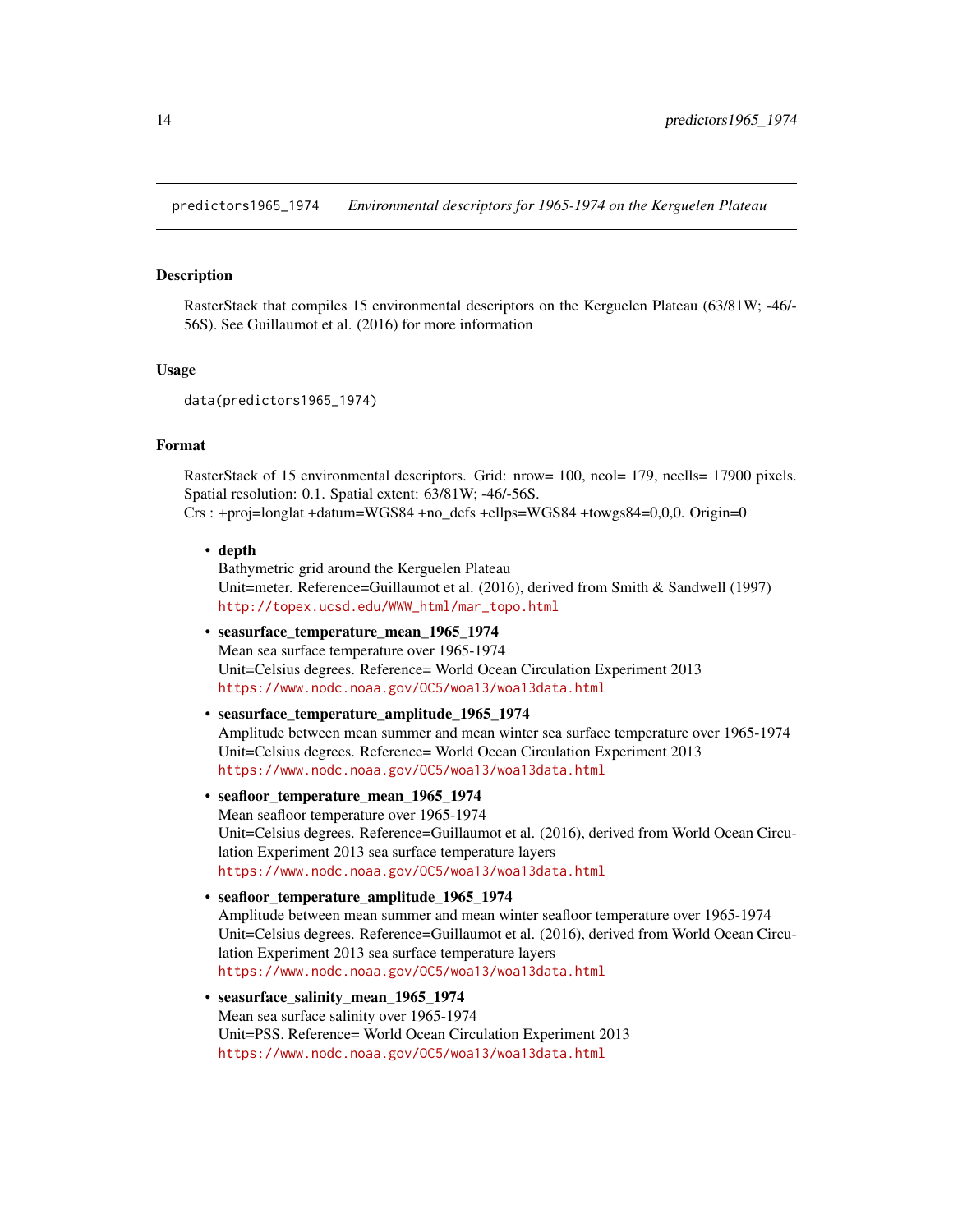predictors1965_1974 *Environmental descriptors for 1965-1974 on the Kerguelen Plateau*

## Description

RasterStack that compiles 15 environmental descriptors on the Kerguelen Plateau (63/81W; -46/-56S). See Guillaumot et al. (2016) for more information

## Usage

```
data(predictors1965_1974)
```

## Format

RasterStack of 15 environmental descriptors. Grid: nrow= 100, ncol= 179, ncells= 17900 pixels. Spatial resolution: 0.1. Spatial extent: 63/81W; -46/-56S.
Crs : +proj=longlat +datum=WGS84 +no_defs +ellps=WGS84 +towgs84=0,0,0. Origin=0

- **depth**
  Bathymetric grid around the Kerguelen Plateau
  Unit=meter. Reference=Guillaumot et al. (2016), derived from Smith & Sandwell (1997)
  http://topex.ucsd.edu/WWW_html/mar_topo.html
- **seasurface_temperature_mean_1965_1974**
  Mean sea surface temperature over 1965-1974
  Unit=Celsius degrees. Reference= World Ocean Circulation Experiment 2013
  https://www.nodc.noaa.gov/OC5/woa13/woa13data.html
- **seasurface_temperature_amplitude_1965_1974**
  Amplitude between mean summer and mean winter sea surface temperature over 1965-1974
  Unit=Celsius degrees. Reference= World Ocean Circulation Experiment 2013
  https://www.nodc.noaa.gov/OC5/woa13/woa13data.html
- **seafloor_temperature_mean_1965_1974**
  Mean seafloor temperature over 1965-1974
  Unit=Celsius degrees. Reference=Guillaumot et al. (2016), derived from World Ocean Circulation Experiment 2013 sea surface temperature layers
  https://www.nodc.noaa.gov/OC5/woa13/woa13data.html
- **seafloor_temperature_amplitude_1965_1974**
  Amplitude between mean summer and mean winter seafloor temperature over 1965-1974
  Unit=Celsius degrees. Reference=Guillaumot et al. (2016), derived from World Ocean Circulation Experiment 2013 sea surface temperature layers
  https://www.nodc.noaa.gov/OC5/woa13/woa13data.html
- **seasurface_salinity_mean_1965_1974**
  Mean sea surface salinity over 1965-1974
  Unit=PSS. Reference= World Ocean Circulation Experiment 2013
  https://www.nodc.noaa.gov/OC5/woa13/woa13data.html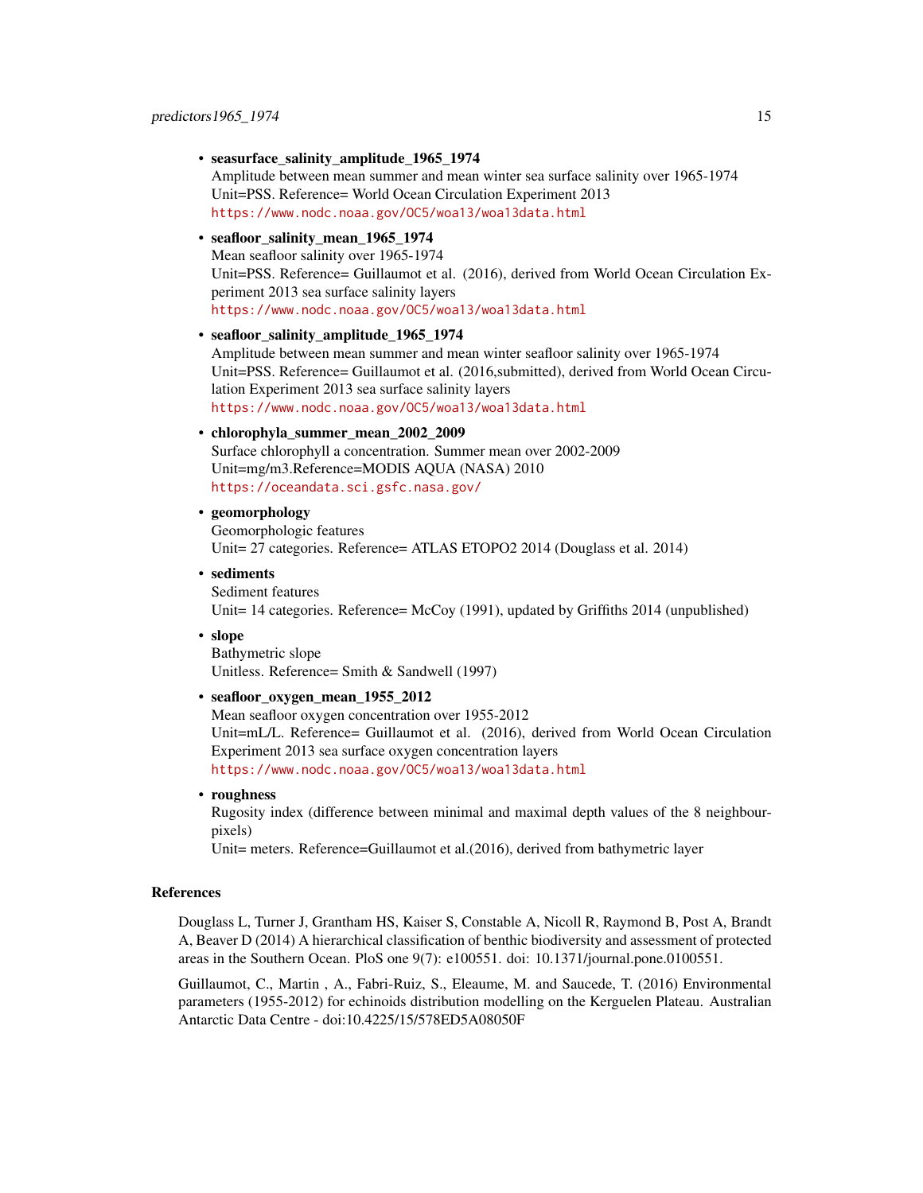- **seasurface_salinity_amplitude_1965_1974**
  Amplitude between mean summer and mean winter sea surface salinity over 1965-1974
  Unit=PSS. Reference= World Ocean Circulation Experiment 2013
  https://www.nodc.noaa.gov/OC5/woa13/woa13data.html
- **seafloor_salinity_mean_1965_1974**
  Mean seafloor salinity over 1965-1974
  Unit=PSS. Reference= Guillaumot et al. (2016), derived from World Ocean Circulation Experiment 2013 sea surface salinity layers
  https://www.nodc.noaa.gov/OC5/woa13/woa13data.html
- **seafloor_salinity_amplitude_1965_1974**
  Amplitude between mean summer and mean winter seafloor salinity over 1965-1974
  Unit=PSS. Reference= Guillaumot et al. (2016,submitted), derived from World Ocean Circulation Experiment 2013 sea surface salinity layers
  https://www.nodc.noaa.gov/OC5/woa13/woa13data.html
- **chlorophyla_summer_mean_2002_2009**
  Surface chlorophyll a concentration. Summer mean over 2002-2009
  Unit=mg/m3.Reference=MODIS AQUA (NASA) 2010
  https://oceandata.sci.gsfc.nasa.gov/
- **geomorphology**
  Geomorphologic features
  Unit= 27 categories. Reference= ATLAS ETOPO2 2014 (Douglass et al. 2014)
- **sediments**
  Sediment features
  Unit= 14 categories. Reference= McCoy (1991), updated by Griffiths 2014 (unpublished)
- **slope**
  Bathymetric slope
  Unitless. Reference= Smith & Sandwell (1997)
- **seafloor_oxygen_mean_1955_2012**
  Mean seafloor oxygen concentration over 1955-2012
  Unit=mL/L. Reference= Guillaumot et al. (2016), derived from World Ocean Circulation Experiment 2013 sea surface oxygen concentration layers
  https://www.nodc.noaa.gov/OC5/woa13/woa13data.html
- **roughness**
  Rugosity index (difference between minimal and maximal depth values of the 8 neighbour-pixels)
  Unit= meters. Reference=Guillaumot et al.(2016), derived from bathymetric layer

## References

Douglass L, Turner J, Grantham HS, Kaiser S, Constable A, Nicoll R, Raymond B, Post A, Brandt A, Beaver D (2014) A hierarchical classification of benthic biodiversity and assessment of protected areas in the Southern Ocean. PloS one 9(7): e100551. doi: 10.1371/journal.pone.0100551.

Guillaumot, C., Martin , A., Fabri-Ruiz, S., Eleaume, M. and Saucede, T. (2016) Environmental parameters (1955-2012) for echinoids distribution modelling on the Kerguelen Plateau. Australian Antarctic Data Centre - doi:10.4225/15/578ED5A08050F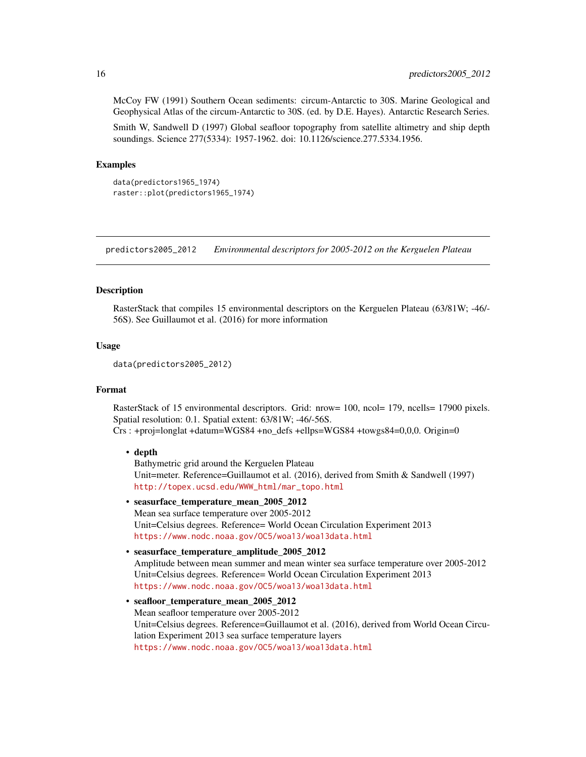McCoy FW (1991) Southern Ocean sediments: circum-Antarctic to 30S. Marine Geological and Geophysical Atlas of the circum-Antarctic to 30S. (ed. by D.E. Hayes). Antarctic Research Series.

Smith W, Sandwell D (1997) Global seafloor topography from satellite altimetry and ship depth soundings. Science 277(5334): 1957-1962. doi: 10.1126/science.277.5334.1956.

### Examples

```
data(predictors1965_1974)
raster::plot(predictors1965_1974)
```

---

## predictors2005_2012 — *Environmental descriptors for 2005-2012 on the Kerguelen Plateau*

---

### Description

RasterStack that compiles 15 environmental descriptors on the Kerguelen Plateau (63/81W; -46/-56S). See Guillaumot et al. (2016) for more information

### Usage

```
data(predictors2005_2012)
```

### Format

RasterStack of 15 environmental descriptors. Grid: nrow= 100, ncol= 179, ncells= 17900 pixels. Spatial resolution: 0.1. Spatial extent: 63/81W; -46/-56S.
Crs : +proj=longlat +datum=WGS84 +no_defs +ellps=WGS84 +towgs84=0,0,0. Origin=0

- **depth**
  Bathymetric grid around the Kerguelen Plateau
  Unit=meter. Reference=Guillaumot et al. (2016), derived from Smith & Sandwell (1997)
  http://topex.ucsd.edu/WWW_html/mar_topo.html
- **seasurface_temperature_mean_2005_2012**
  Mean sea surface temperature over 2005-2012
  Unit=Celsius degrees. Reference= World Ocean Circulation Experiment 2013
  https://www.nodc.noaa.gov/OC5/woa13/woa13data.html
- **seasurface_temperature_amplitude_2005_2012**
  Amplitude between mean summer and mean winter sea surface temperature over 2005-2012
  Unit=Celsius degrees. Reference= World Ocean Circulation Experiment 2013
  https://www.nodc.noaa.gov/OC5/woa13/woa13data.html
- **seafloor_temperature_mean_2005_2012**
  Mean seafloor temperature over 2005-2012
  Unit=Celsius degrees. Reference=Guillaumot et al. (2016), derived from World Ocean Circulation Experiment 2013 sea surface temperature layers
  https://www.nodc.noaa.gov/OC5/woa13/woa13data.html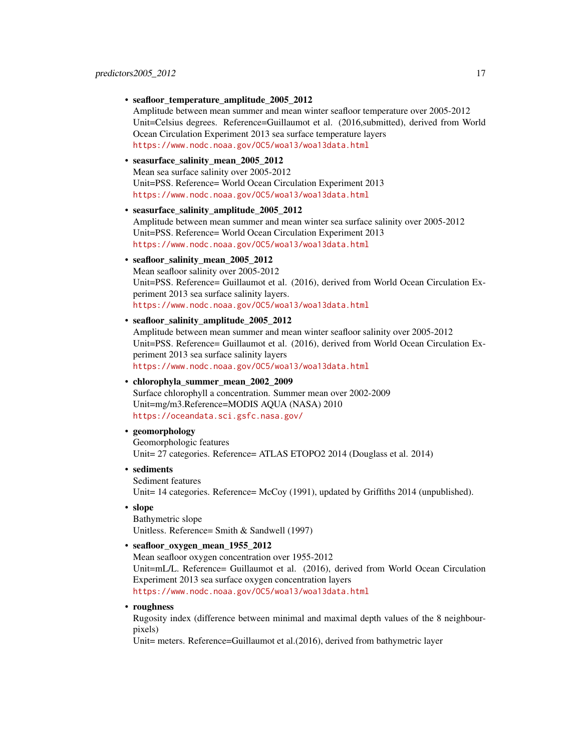- **seafloor_temperature_amplitude_2005_2012**
  Amplitude between mean summer and mean winter seafloor temperature over 2005-2012
  Unit=Celsius degrees. Reference=Guillaumot et al. (2016,submitted), derived from World Ocean Circulation Experiment 2013 sea surface temperature layers
  https://www.nodc.noaa.gov/OC5/woa13/woa13data.html
- **seasurface_salinity_mean_2005_2012**
  Mean sea surface salinity over 2005-2012
  Unit=PSS. Reference= World Ocean Circulation Experiment 2013
  https://www.nodc.noaa.gov/OC5/woa13/woa13data.html
- **seasurface_salinity_amplitude_2005_2012**
  Amplitude between mean summer and mean winter sea surface salinity over 2005-2012
  Unit=PSS. Reference= World Ocean Circulation Experiment 2013
  https://www.nodc.noaa.gov/OC5/woa13/woa13data.html
- **seafloor_salinity_mean_2005_2012**
  Mean seafloor salinity over 2005-2012
  Unit=PSS. Reference= Guillaumot et al. (2016), derived from World Ocean Circulation Experiment 2013 sea surface salinity layers.
  https://www.nodc.noaa.gov/OC5/woa13/woa13data.html
- **seafloor_salinity_amplitude_2005_2012**
  Amplitude between mean summer and mean winter seafloor salinity over 2005-2012
  Unit=PSS. Reference= Guillaumot et al. (2016), derived from World Ocean Circulation Experiment 2013 sea surface salinity layers
  https://www.nodc.noaa.gov/OC5/woa13/woa13data.html
- **chlorophyla_summer_mean_2002_2009**
  Surface chlorophyll a concentration. Summer mean over 2002-2009
  Unit=mg/m3.Reference=MODIS AQUA (NASA) 2010
  https://oceandata.sci.gsfc.nasa.gov/
- **geomorphology**
  Geomorphologic features
  Unit= 27 categories. Reference= ATLAS ETOPO2 2014 (Douglass et al. 2014)
- **sediments**
  Sediment features
  Unit= 14 categories. Reference= McCoy (1991), updated by Griffiths 2014 (unpublished).
- **slope**
  Bathymetric slope
  Unitless. Reference= Smith & Sandwell (1997)
- **seafloor_oxygen_mean_1955_2012**
  Mean seafloor oxygen concentration over 1955-2012
  Unit=mL/L. Reference= Guillaumot et al. (2016), derived from World Ocean Circulation Experiment 2013 sea surface oxygen concentration layers
  https://www.nodc.noaa.gov/OC5/woa13/woa13data.html
- **roughness**
  Rugosity index (difference between minimal and maximal depth values of the 8 neighbour-pixels)
  Unit= meters. Reference=Guillaumot et al.(2016), derived from bathymetric layer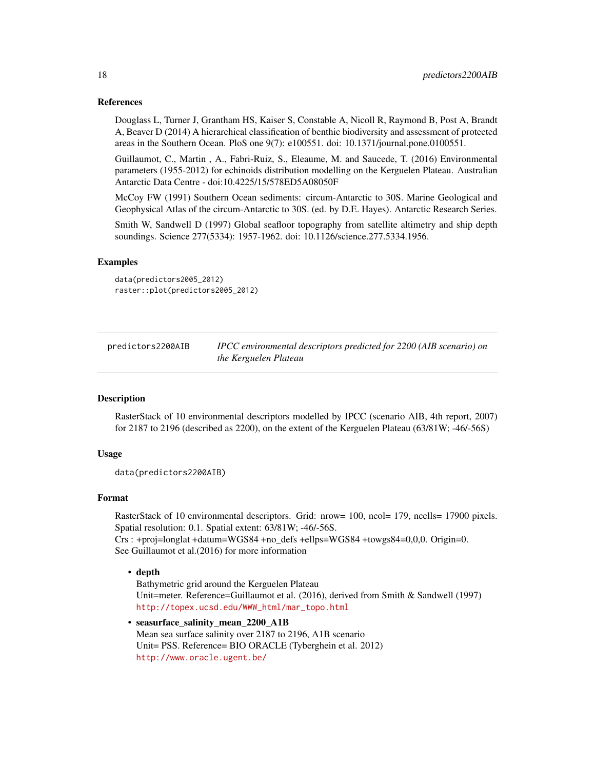## References

Douglass L, Turner J, Grantham HS, Kaiser S, Constable A, Nicoll R, Raymond B, Post A, Brandt A, Beaver D (2014) A hierarchical classification of benthic biodiversity and assessment of protected areas in the Southern Ocean. PloS one 9(7): e100551. doi: 10.1371/journal.pone.0100551.

Guillaumot, C., Martin , A., Fabri-Ruiz, S., Eleaume, M. and Saucede, T. (2016) Environmental parameters (1955-2012) for echinoids distribution modelling on the Kerguelen Plateau. Australian Antarctic Data Centre - doi:10.4225/15/578ED5A08050F

McCoy FW (1991) Southern Ocean sediments: circum-Antarctic to 30S. Marine Geological and Geophysical Atlas of the circum-Antarctic to 30S. (ed. by D.E. Hayes). Antarctic Research Series.

Smith W, Sandwell D (1997) Global seafloor topography from satellite altimetry and ship depth soundings. Science 277(5334): 1957-1962. doi: 10.1126/science.277.5334.1956.

## Examples

```
data(predictors2005_2012)
raster::plot(predictors2005_2012)
```

---

# predictors2200AIB — *IPCC environmental descriptors predicted for 2200 (AIB scenario) on the Kerguelen Plateau*

## Description

RasterStack of 10 environmental descriptors modelled by IPCC (scenario AIB, 4th report, 2007) for 2187 to 2196 (described as 2200), on the extent of the Kerguelen Plateau (63/81W; -46/-56S)

## Usage

```
data(predictors2200AIB)
```

## Format

RasterStack of 10 environmental descriptors. Grid: nrow= 100, ncol= 179, ncells= 17900 pixels. Spatial resolution: 0.1. Spatial extent: 63/81W; -46/-56S.
Crs : +proj=longlat +datum=WGS84 +no_defs +ellps=WGS84 +towgs84=0,0,0. Origin=0.
See Guillaumot et al.(2016) for more information

- **depth**
  Bathymetric grid around the Kerguelen Plateau
  Unit=meter. Reference=Guillaumot et al. (2016), derived from Smith & Sandwell (1997)
  http://topex.ucsd.edu/WWW_html/mar_topo.html
- **seasurface_salinity_mean_2200_A1B**
  Mean sea surface salinity over 2187 to 2196, A1B scenario
  Unit= PSS. Reference= BIO ORACLE (Tyberghein et al. 2012)
  http://www.oracle.ugent.be/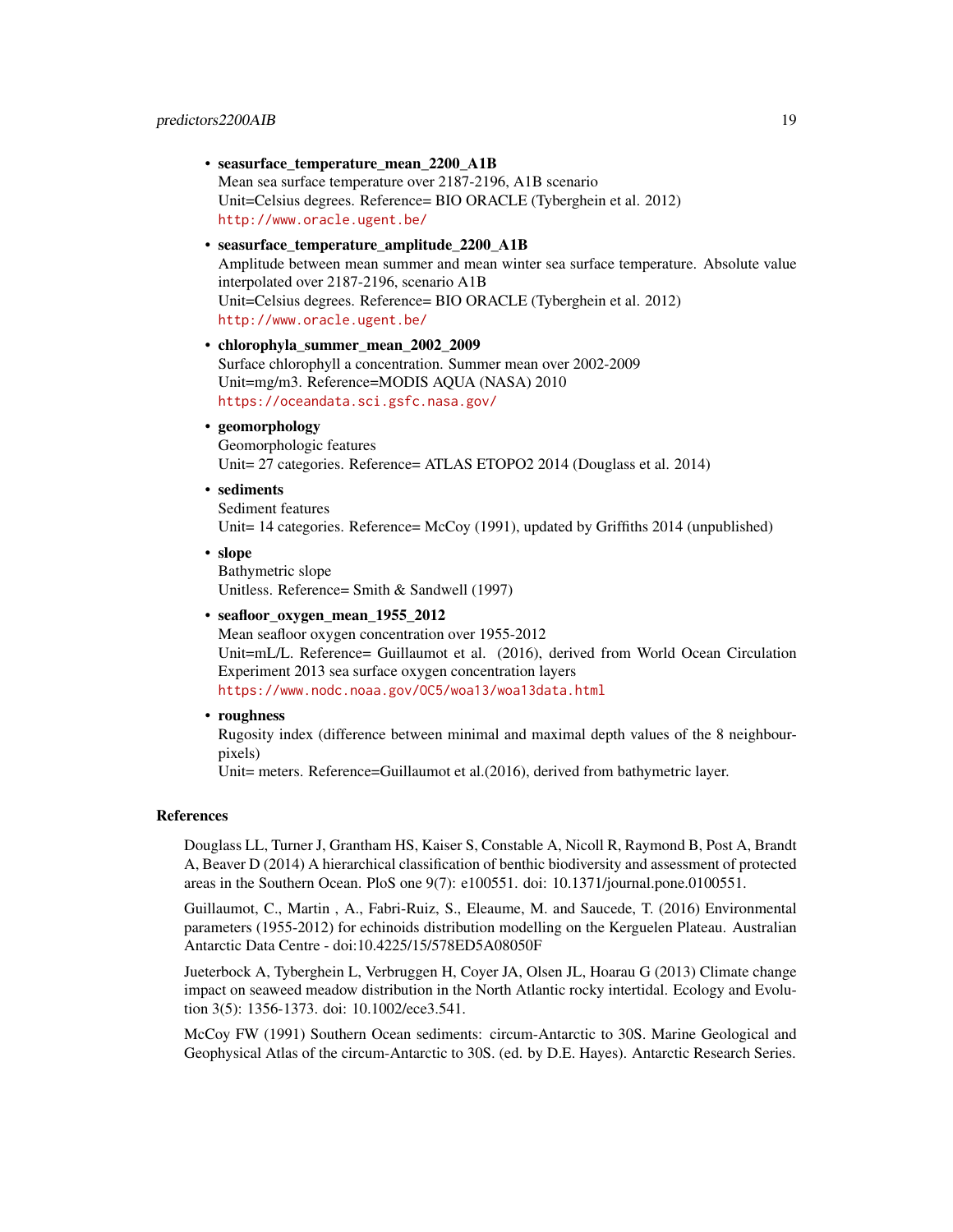- **seasurface_temperature_mean_2200_A1B**
  Mean sea surface temperature over 2187-2196, A1B scenario
  Unit=Celsius degrees. Reference= BIO ORACLE (Tyberghein et al. 2012)
  http://www.oracle.ugent.be/
- **seasurface_temperature_amplitude_2200_A1B**
  Amplitude between mean summer and mean winter sea surface temperature. Absolute value interpolated over 2187-2196, scenario A1B
  Unit=Celsius degrees. Reference= BIO ORACLE (Tyberghein et al. 2012)
  http://www.oracle.ugent.be/
- **chlorophyla_summer_mean_2002_2009**
  Surface chlorophyll a concentration. Summer mean over 2002-2009
  Unit=mg/m3. Reference=MODIS AQUA (NASA) 2010
  https://oceandata.sci.gsfc.nasa.gov/
- **geomorphology**
  Geomorphologic features
  Unit= 27 categories. Reference= ATLAS ETOPO2 2014 (Douglass et al. 2014)
- **sediments**
  Sediment features
  Unit= 14 categories. Reference= McCoy (1991), updated by Griffiths 2014 (unpublished)
- **slope**
  Bathymetric slope
  Unitless. Reference= Smith & Sandwell (1997)
- **seafloor_oxygen_mean_1955_2012**
  Mean seafloor oxygen concentration over 1955-2012
  Unit=mL/L. Reference= Guillaumot et al. (2016), derived from World Ocean Circulation Experiment 2013 sea surface oxygen concentration layers
  https://www.nodc.noaa.gov/OC5/woa13/woa13data.html
- **roughness**
  Rugosity index (difference between minimal and maximal depth values of the 8 neighbour-pixels)
  Unit= meters. Reference=Guillaumot et al.(2016), derived from bathymetric layer.

## References

Douglass LL, Turner J, Grantham HS, Kaiser S, Constable A, Nicoll R, Raymond B, Post A, Brandt A, Beaver D (2014) A hierarchical classification of benthic biodiversity and assessment of protected areas in the Southern Ocean. PloS one 9(7): e100551. doi: 10.1371/journal.pone.0100551.

Guillaumot, C., Martin , A., Fabri-Ruiz, S., Eleaume, M. and Saucede, T. (2016) Environmental parameters (1955-2012) for echinoids distribution modelling on the Kerguelen Plateau. Australian Antarctic Data Centre - doi:10.4225/15/578ED5A08050F

Jueterbock A, Tyberghein L, Verbruggen H, Coyer JA, Olsen JL, Hoarau G (2013) Climate change impact on seaweed meadow distribution in the North Atlantic rocky intertidal. Ecology and Evolution 3(5): 1356-1373. doi: 10.1002/ece3.541.

McCoy FW (1991) Southern Ocean sediments: circum-Antarctic to 30S. Marine Geological and Geophysical Atlas of the circum-Antarctic to 30S. (ed. by D.E. Hayes). Antarctic Research Series.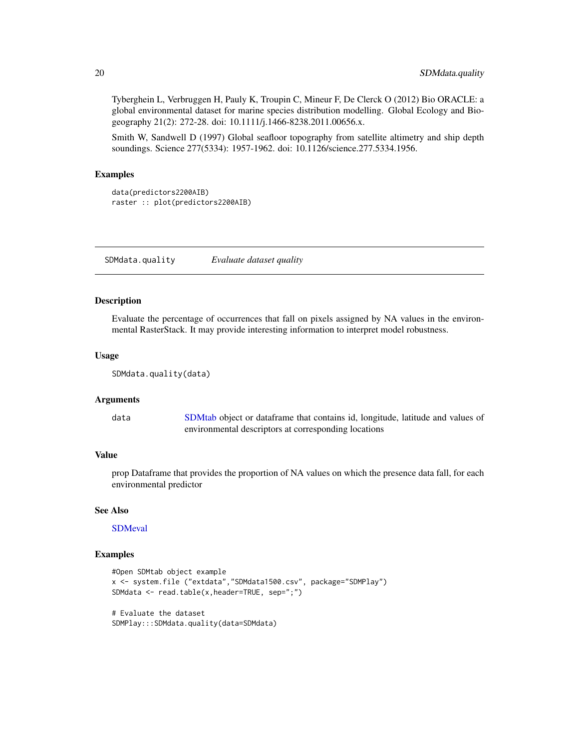Tyberghein L, Verbruggen H, Pauly K, Troupin C, Mineur F, De Clerck O (2012) Bio ORACLE: a global environmental dataset for marine species distribution modelling. Global Ecology and Biogeography 21(2): 272-28. doi: 10.1111/j.1466-8238.2011.00656.x.

Smith W, Sandwell D (1997) Global seafloor topography from satellite altimetry and ship depth soundings. Science 277(5334): 1957-1962. doi: 10.1126/science.277.5334.1956.

### Examples

```
data(predictors2200AIB)
raster :: plot(predictors2200AIB)
```

---

## SDMdata.quality — *Evaluate dataset quality*

### Description

Evaluate the percentage of occurrences that fall on pixels assigned by NA values in the environmental RasterStack. It may provide interesting information to interpret model robustness.

### Usage

```
SDMdata.quality(data)
```

### Arguments

| | |
|---|---|
| data | SDMtab object or dataframe that contains id, longitude, latitude and values of environmental descriptors at corresponding locations |

### Value

prop Dataframe that provides the proportion of NA values on which the presence data fall, for each environmental predictor

### See Also

SDMeval

### Examples

```
#Open SDMtab object example
x <- system.file ("extdata","SDMdata1500.csv", package="SDMPlay")
SDMdata <- read.table(x,header=TRUE, sep=";")

# Evaluate the dataset
SDMPlay:::SDMdata.quality(data=SDMdata)
```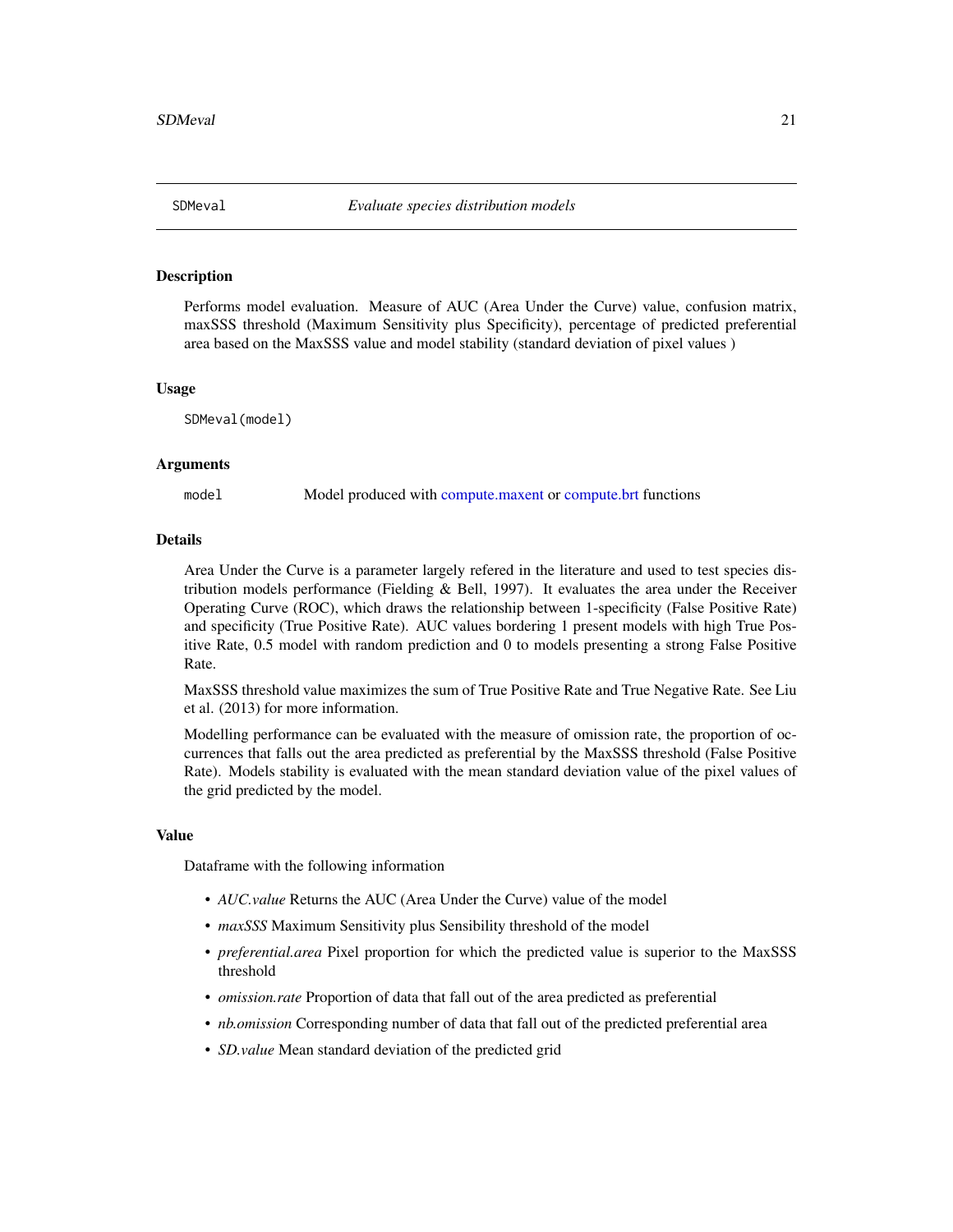# SDMeval — *Evaluate species distribution models*

### Description

Performs model evaluation. Measure of AUC (Area Under the Curve) value, confusion matrix, maxSSS threshold (Maximum Sensitivity plus Specificity), percentage of predicted preferential area based on the MaxSSS value and model stability (standard deviation of pixel values )

### Usage

```
SDMeval(model)
```

### Arguments

| | |
|---|---|
| `model` | Model produced with compute.maxent or compute.brt functions |

### Details

Area Under the Curve is a parameter largely refered in the literature and used to test species distribution models performance (Fielding & Bell, 1997). It evaluates the area under the Receiver Operating Curve (ROC), which draws the relationship between 1-specificity (False Positive Rate) and specificity (True Positive Rate). AUC values bordering 1 present models with high True Positive Rate, 0.5 model with random prediction and 0 to models presenting a strong False Positive Rate.

MaxSSS threshold value maximizes the sum of True Positive Rate and True Negative Rate. See Liu et al. (2013) for more information.

Modelling performance can be evaluated with the measure of omission rate, the proportion of occurrences that falls out the area predicted as preferential by the MaxSSS threshold (False Positive Rate). Models stability is evaluated with the mean standard deviation value of the pixel values of the grid predicted by the model.

### Value

Dataframe with the following information

- *AUC.value* Returns the AUC (Area Under the Curve) value of the model
- *maxSSS* Maximum Sensitivity plus Sensibility threshold of the model
- *preferential.area* Pixel proportion for which the predicted value is superior to the MaxSSS threshold
- *omission.rate* Proportion of data that fall out of the area predicted as preferential
- *nb.omission* Corresponding number of data that fall out of the predicted preferential area
- *SD.value* Mean standard deviation of the predicted grid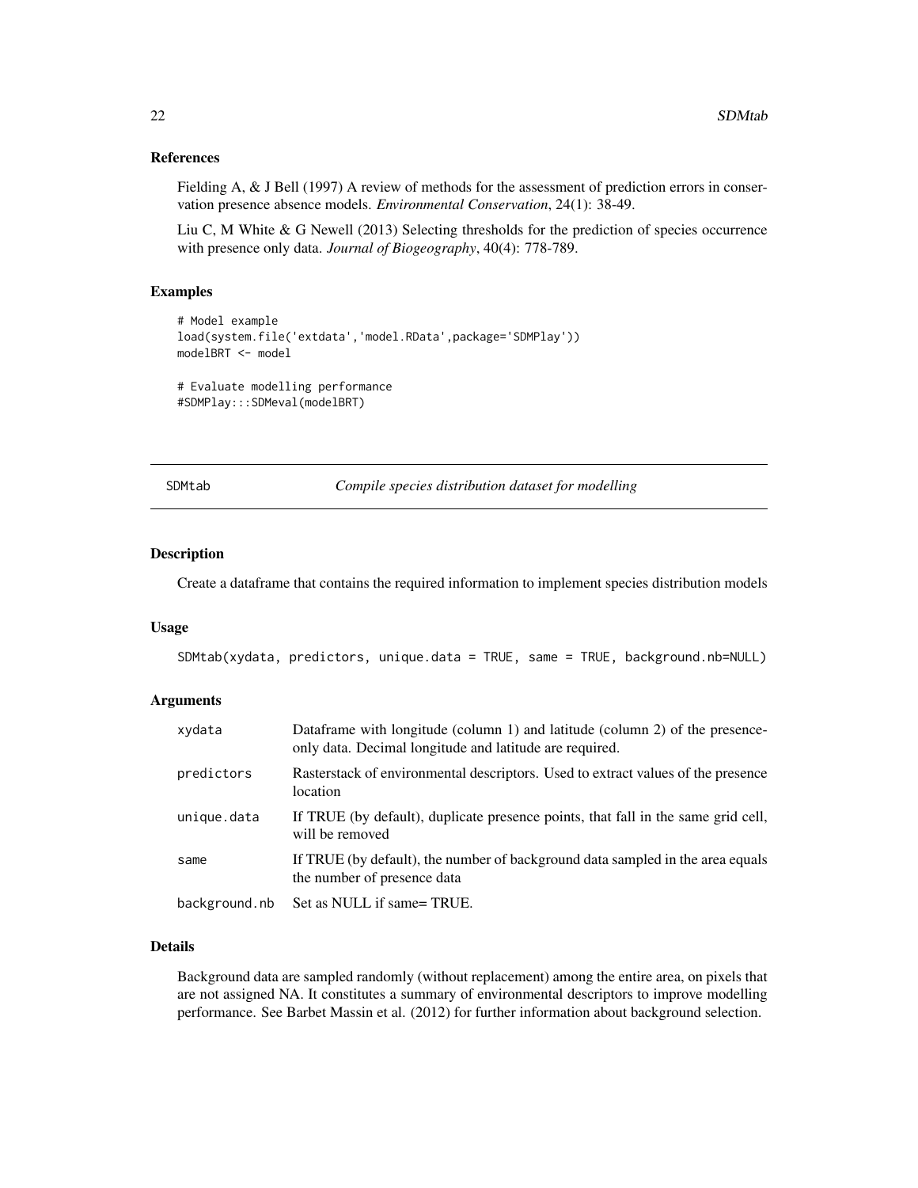### References

Fielding A, & J Bell (1997) A review of methods for the assessment of prediction errors in conservation presence absence models. *Environmental Conservation*, 24(1): 38-49.

Liu C, M White & G Newell (2013) Selecting thresholds for the prediction of species occurrence with presence only data. *Journal of Biogeography*, 40(4): 778-789.

### Examples

```
# Model example
load(system.file('extdata','model.RData',package='SDMPlay'))
modelBRT <- model

# Evaluate modelling performance
#SDMPlay:::SDMeval(modelBRT)
```

---

## SDMtab    *Compile species distribution dataset for modelling*

---

### Description

Create a dataframe that contains the required information to implement species distribution models

### Usage

```
SDMtab(xydata, predictors, unique.data = TRUE, same = TRUE, background.nb=NULL)
```

### Arguments

| | |
|---|---|
| xydata | Dataframe with longitude (column 1) and latitude (column 2) of the presence-only data. Decimal longitude and latitude are required. |
| predictors | Rasterstack of environmental descriptors. Used to extract values of the presence location |
| unique.data | If TRUE (by default), duplicate presence points, that fall in the same grid cell, will be removed |
| same | If TRUE (by default), the number of background data sampled in the area equals the number of presence data |
| background.nb | Set as NULL if same= TRUE. |

### Details

Background data are sampled randomly (without replacement) among the entire area, on pixels that are not assigned NA. It constitutes a summary of environmental descriptors to improve modelling performance. See Barbet Massin et al. (2012) for further information about background selection.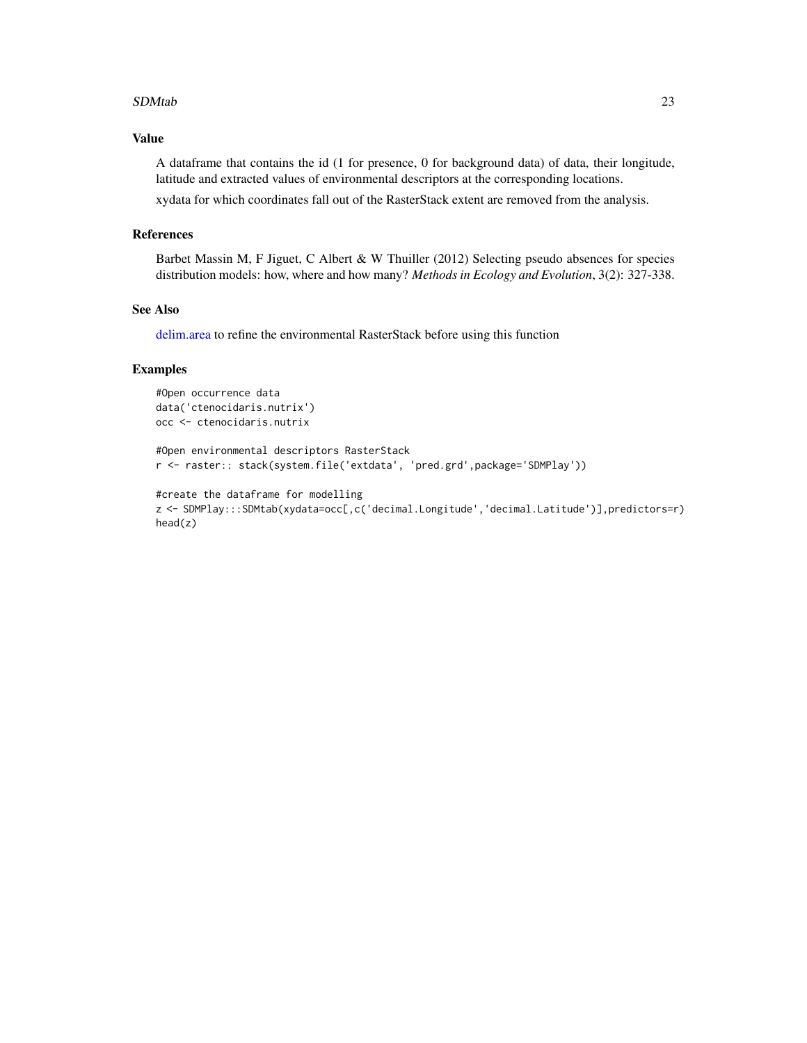## Value

A dataframe that contains the id (1 for presence, 0 for background data) of data, their longitude, latitude and extracted values of environmental descriptors at the corresponding locations.

xydata for which coordinates fall out of the RasterStack extent are removed from the analysis.

## References

Barbet Massin M, F Jiguet, C Albert & W Thuiller (2012) Selecting pseudo absences for species distribution models: how, where and how many? *Methods in Ecology and Evolution*, 3(2): 327-338.

## See Also

delim.area to refine the environmental RasterStack before using this function

## Examples

```
#Open occurrence data
data('ctenocidaris.nutrix')
occ <- ctenocidaris.nutrix

#Open environmental descriptors RasterStack
r <- raster:: stack(system.file('extdata', 'pred.grd',package='SDMPlay'))

#create the dataframe for modelling
z <- SDMPlay:::SDMtab(xydata=occ[,c('decimal.Longitude','decimal.Latitude')],predictors=r)
head(z)
```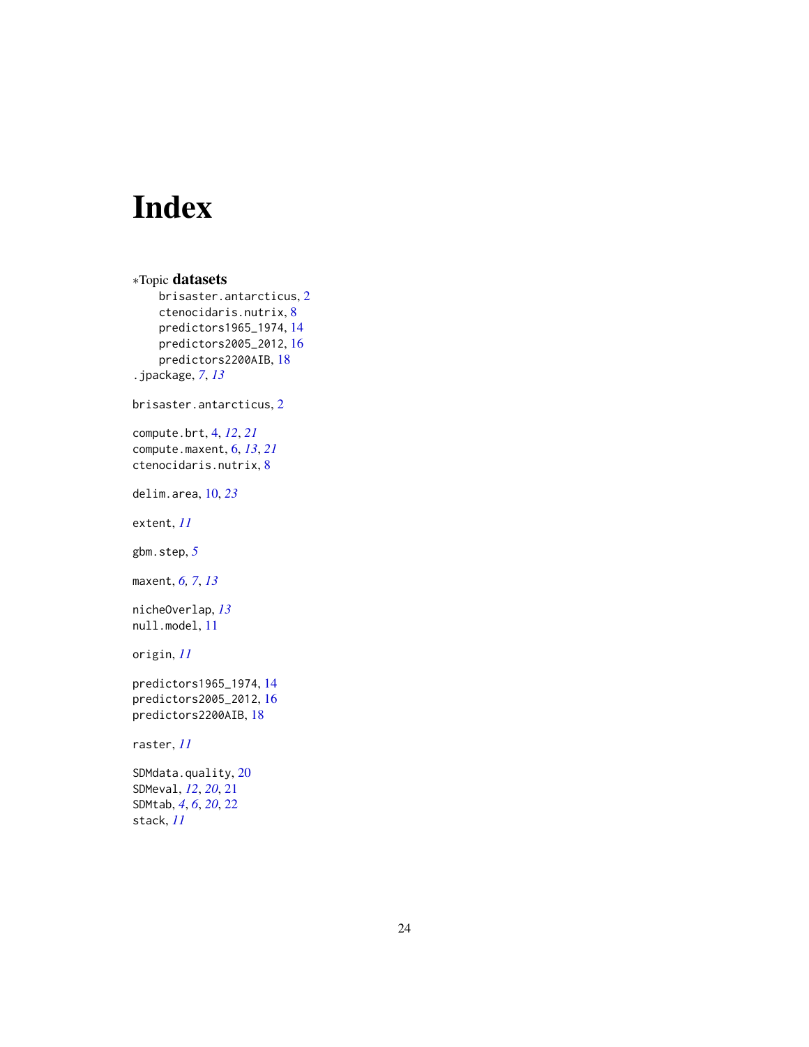# Index

∗Topic **datasets**
    brisaster.antarcticus, 2
    ctenocidaris.nutrix, 8
    predictors1965_1974, 14
    predictors2005_2012, 16
    predictors2200AIB, 18
.jpackage, *7*, *13*

brisaster.antarcticus, 2

compute.brt, 4, *12*, *21*
compute.maxent, 6, *13*, *21*
ctenocidaris.nutrix, 8

delim.area, 10, *23*

extent, *11*

gbm.step, *5*

maxent, *6, 7*, *13*

nicheOverlap, *13*
null.model, 11

origin, *11*

predictors1965_1974, 14
predictors2005_2012, 16
predictors2200AIB, 18

raster, *11*

SDMdata.quality, 20
SDMeval, *12*, *20*, 21
SDMtab, *4*, *6*, *20*, 22
stack, *11*